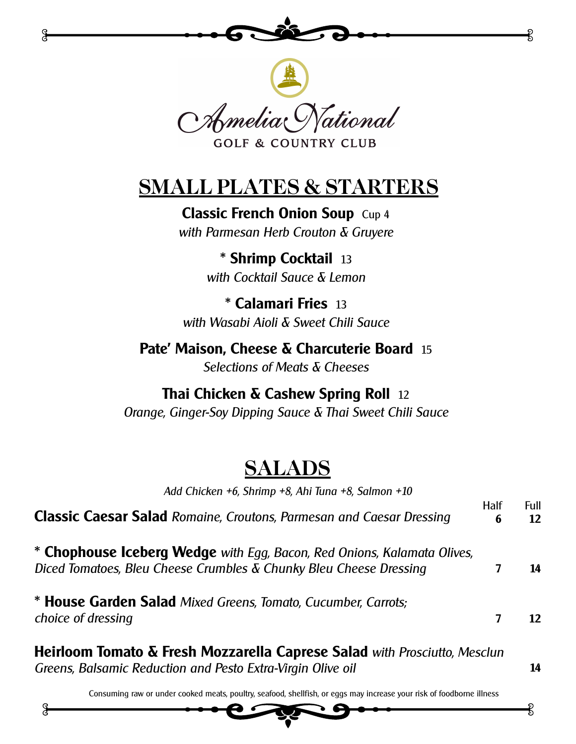Amelia National

GOLF & COUNTRY CLUB

## SMALL PLATES & STARTERS

**Classic French Onion Soup** Cup 4
*with Parmesan Herb Crouton & Gruyere*

\* **Shrimp Cocktail** 13
*with Cocktail Sauce & Lemon*

\* **Calamari Fries** 13
*with Wasabi Aioli & Sweet Chili Sauce*

**Pate' Maison, Cheese & Charcuterie Board** 15
*Selections of Meats & Cheeses*

**Thai Chicken & Cashew Spring Roll** 12
*Orange, Ginger-Soy Dipping Sauce & Thai Sweet Chili Sauce*

## SALADS

*Add Chicken +6, Shrimp +8, Ahi Tuna +8, Salmon +10*

| | Half | Full |
|---|---|---|
| **Classic Caesar Salad** *Romaine, Croutons, Parmesan and Caesar Dressing* | **6** | **12** |
| * **Chophouse Iceberg Wedge** *with Egg, Bacon, Red Onions, Kalamata Olives, Diced Tomatoes, Bleu Cheese Crumbles & Chunky Bleu Cheese Dressing* | **7** | **14** |
| * **House Garden Salad** *Mixed Greens, Tomato, Cucumber, Carrots; choice of dressing* | **7** | **12** |
| **Heirloom Tomato & Fresh Mozzarella Caprese Salad** *with Prosciutto, Mesclun Greens, Balsamic Reduction and Pesto Extra-Virgin Olive oil* | | **14** |

Consuming raw or under cooked meats, poultry, seafood, shellfish, or eggs may increase your risk of foodborne illness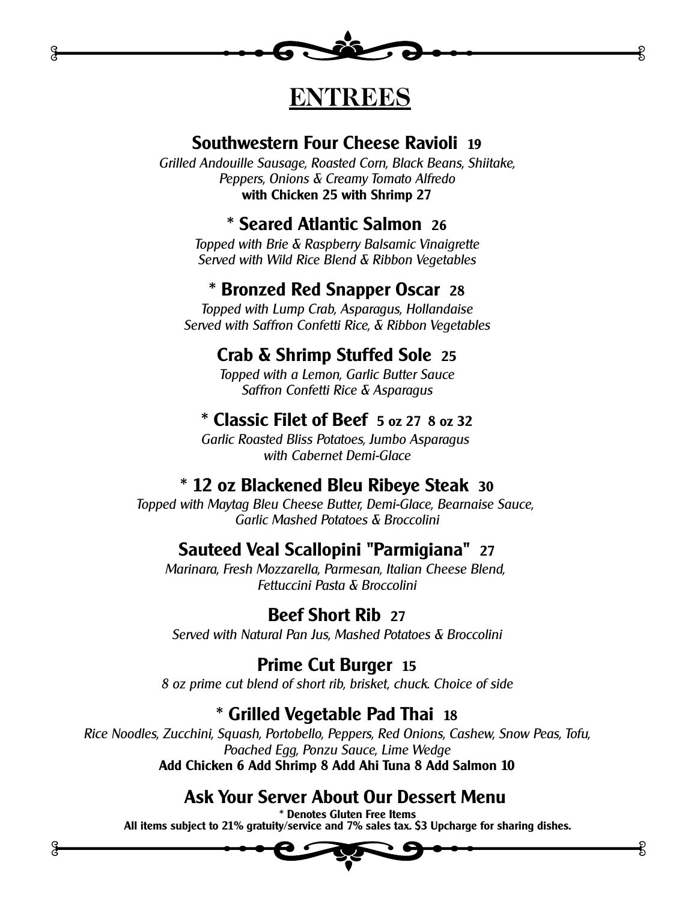# ENTREES

### Southwestern Four Cheese Ravioli 19

*Grilled Andouille Sausage, Roasted Corn, Black Beans, Shiitake, Peppers, Onions & Creamy Tomato Alfredo*

**with Chicken 25 with Shrimp 27**

### * Seared Atlantic Salmon 26

*Topped with Brie & Raspberry Balsamic Vinaigrette*
*Served with Wild Rice Blend & Ribbon Vegetables*

### * Bronzed Red Snapper Oscar 28

*Topped with Lump Crab, Asparagus, Hollandaise*
*Served with Saffron Confetti Rice, & Ribbon Vegetables*

### Crab & Shrimp Stuffed Sole 25

*Topped with a Lemon, Garlic Butter Sauce*
*Saffron Confetti Rice & Asparagus*

### * Classic Filet of Beef 5 oz 27 8 oz 32

*Garlic Roasted Bliss Potatoes, Jumbo Asparagus with Cabernet Demi-Glace*

### * 12 oz Blackened Bleu Ribeye Steak 30

*Topped with Maytag Bleu Cheese Butter, Demi-Glace, Bearnaise Sauce, Garlic Mashed Potatoes & Broccolini*

### Sauteed Veal Scallopini "Parmigiana" 27

*Marinara, Fresh Mozzarella, Parmesan, Italian Cheese Blend, Fettuccini Pasta & Broccolini*

### Beef Short Rib 27

*Served with Natural Pan Jus, Mashed Potatoes & Broccolini*

### Prime Cut Burger 15

*8 oz prime cut blend of short rib, brisket, chuck. Choice of side*

### * Grilled Vegetable Pad Thai 18

*Rice Noodles, Zucchini, Squash, Portobello, Peppers, Red Onions, Cashew, Snow Peas, Tofu, Poached Egg, Ponzu Sauce, Lime Wedge*

**Add Chicken 6 Add Shrimp 8 Add Ahi Tuna 8 Add Salmon 10**

### Ask Your Server About Our Dessert Menu

**\* Denotes Gluten Free Items**
**All items subject to 21% gratuity/service and 7% sales tax. $3 Upcharge for sharing dishes.**